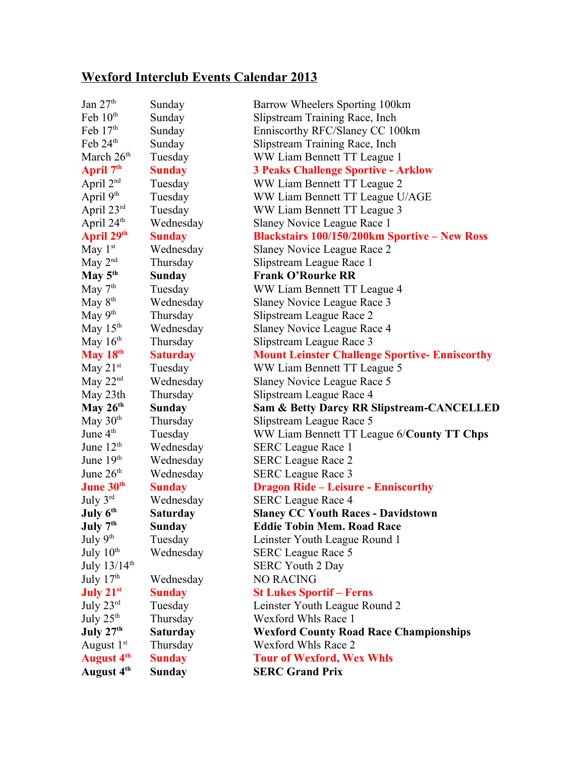# Wexford Interclub Events Calendar 2013

| | | |
|---|---|---|
| Jan 27th | Sunday | Barrow Wheelers Sporting 100km |
| Feb 10th | Sunday | Slipstream Training Race, Inch |
| Feb 17th | Sunday | Enniscorthy RFC/Slaney CC 100km |
| Feb 24th | Sunday | Slipstream Training Race, Inch |
| March 26th | Tuesday | WW Liam Bennett TT League 1 |
| **April 7th** | **Sunday** | **3 Peaks Challenge Sportive - Arklow** |
| April 2nd | Tuesday | WW Liam Bennett TT League 2 |
| April 9th | Tuesday | WW Liam Bennett TT League U/AGE |
| April 23rd | Tuesday | WW Liam Bennett TT League 3 |
| April 24th | Wednesday | Slaney Novice League Race 1 |
| **April 29th** | **Sunday** | **Blackstairs 100/150/200km Sportive – New Ross** |
| May 1st | Wednesday | Slaney Novice League Race 2 |
| May 2nd | Thursday | Slipstream League Race 1 |
| **May 5th** | **Sunday** | **Frank O'Rourke RR** |
| May 7th | Tuesday | WW Liam Bennett TT League 4 |
| May 8th | Wednesday | Slaney Novice League Race 3 |
| May 9th | Thursday | Slipstream League Race 2 |
| May 15th | Wednesday | Slaney Novice League Race 4 |
| May 16th | Thursday | Slipstream League Race 3 |
| **May 18th** | **Saturday** | **Mount Leinster Challenge Sportive- Enniscorthy** |
| May 21st | Tuesday | WW Liam Bennett TT League 5 |
| May 22nd | Wednesday | Slaney Novice League Race 5 |
| May 23th | Thursday | Slipstream League Race 4 |
| **May 26th** | **Sunday** | **Sam & Betty Darcy RR Slipstream-CANCELLED** |
| May 30th | Thursday | Slipstream League Race 5 |
| June 4th | Tuesday | WW Liam Bennett TT League 6/**County TT Chps** |
| June 12th | Wednesday | SERC League Race 1 |
| June 19th | Wednesday | SERC League Race 2 |
| June 26th | Wednesday | SERC League Race 3 |
| **June 30th** | **Sunday** | **Dragon Ride – Leisure - Enniscorthy** |
| July 3rd | Wednesday | SERC League Race 4 |
| **July 6th** | **Saturday** | **Slaney CC Youth Races - Davidstown** |
| **July 7th** | **Sunday** | **Eddie Tobin Mem. Road Race** |
| July 9th | Tuesday | Leinster Youth League Round 1 |
| July 10th | Wednesday | SERC League Race 5 |
| July 13/14th | | SERC Youth 2 Day |
| July 17th | Wednesday | NO RACING |
| **July 21st** | **Sunday** | **St Lukes Sportif – Ferns** |
| July 23rd | Tuesday | Leinster Youth League Round 2 |
| July 25th | Thursday | Wexford Whls Race 1 |
| **July 27th** | **Saturday** | **Wexford County Road Race Championships** |
| August 1st | Thursday | Wexford Whls Race 2 |
| **August 4th** | **Sunday** | **Tour of Wexford, Wex Whls** |
| **August 4th** | **Sunday** | **SERC Grand Prix** |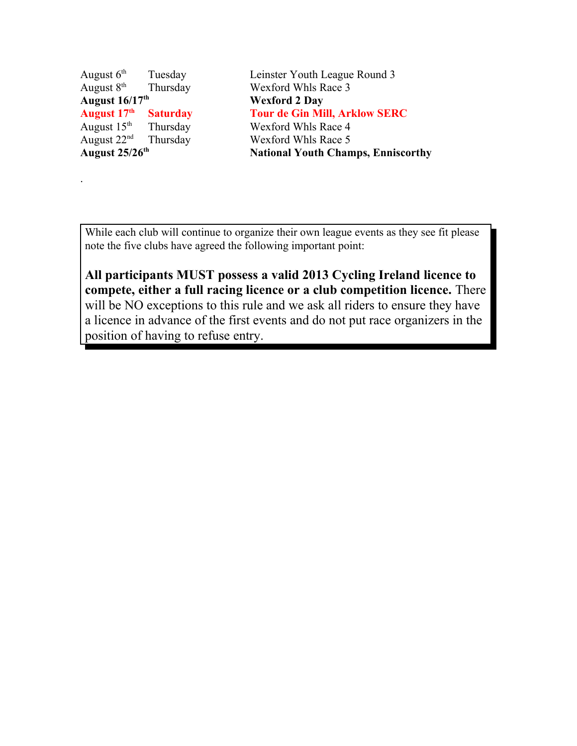| | | |
|---|---|---|
| August 6th | Tuesday | Leinster Youth League Round 3 |
| August 8th | Thursday | Wexford Whls Race 3 |
| **August 16/17th** | | **Wexford 2 Day** |
| **August 17th** | **Saturday** | **Tour de Gin Mill, Arklow SERC** |
| August 15th | Thursday | Wexford Whls Race 4 |
| August 22nd | Thursday | Wexford Whls Race 5 |
| **August 25/26th** | | **National Youth Champs, Enniscorthy** |

.

While each club will continue to organize their own league events as they see fit please note the five clubs have agreed the following important point:

**All participants MUST possess a valid 2013 Cycling Ireland licence to compete, either a full racing licence or a club competition licence.** There will be NO exceptions to this rule and we ask all riders to ensure they have a licence in advance of the first events and do not put race organizers in the position of having to refuse entry.